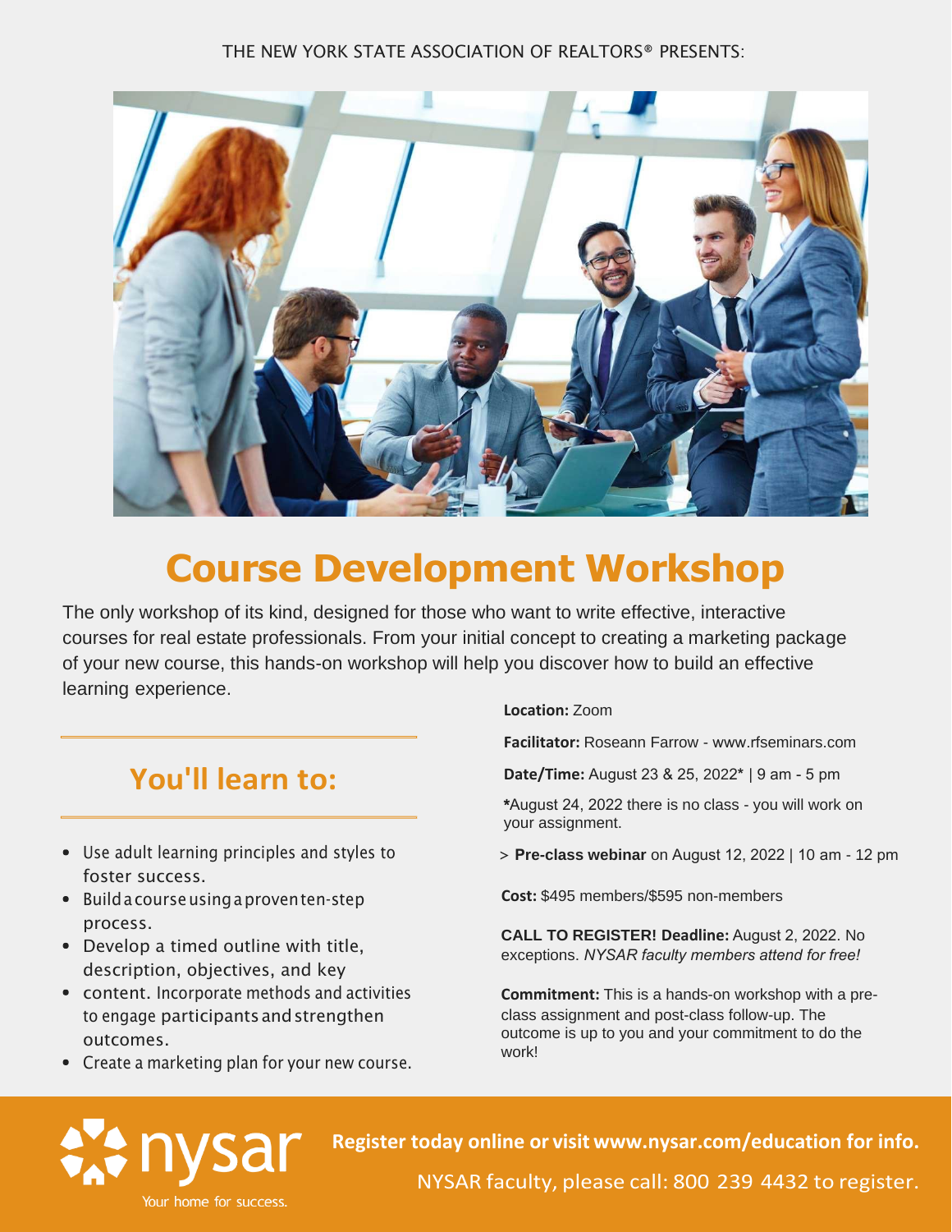THE NEW YORK STATE ASSOCIATION OF REALTORS® PRESENTS:

# Course Development Workshop

The only workshop of its kind, designed for those who want to write effective, interactive courses for real estate professionals. From your initial concept to creating a marketing package of your new course, this hands-on workshop will help you discover how to build an effective learning experience.

## You'll learn to:

- Use adult learning principles and styles to foster success.
- Build a course using a proven ten-step process.
- Develop a timed outline with title, description, objectives, and key
- content. Incorporate methods and activities to engage participants and strengthen outcomes.
- Create a marketing plan for your new course.

**Location:** Zoom

**Facilitator:** Roseann Farrow - www.rfseminars.com

**Date/Time:** August 23 & 25, 2022* | 9 am - 5 pm

***August 24, 2022 there is no class - you will work on your assignment.

> **Pre-class webinar** on August 12, 2022 | 10 am - 12 pm

**Cost:** $495 members/$595 non-members

**CALL TO REGISTER! Deadline:** August 2, 2022. No exceptions. *NYSAR faculty members attend for free!*

**Commitment:** This is a hands-on workshop with a pre-class assignment and post-class follow-up. The outcome is up to you and your commitment to do the work!

nysar
Your home for success.

**Register today online or visit www.nysar.com/education for info.**

NYSAR faculty, please call: 800 239 4432 to register.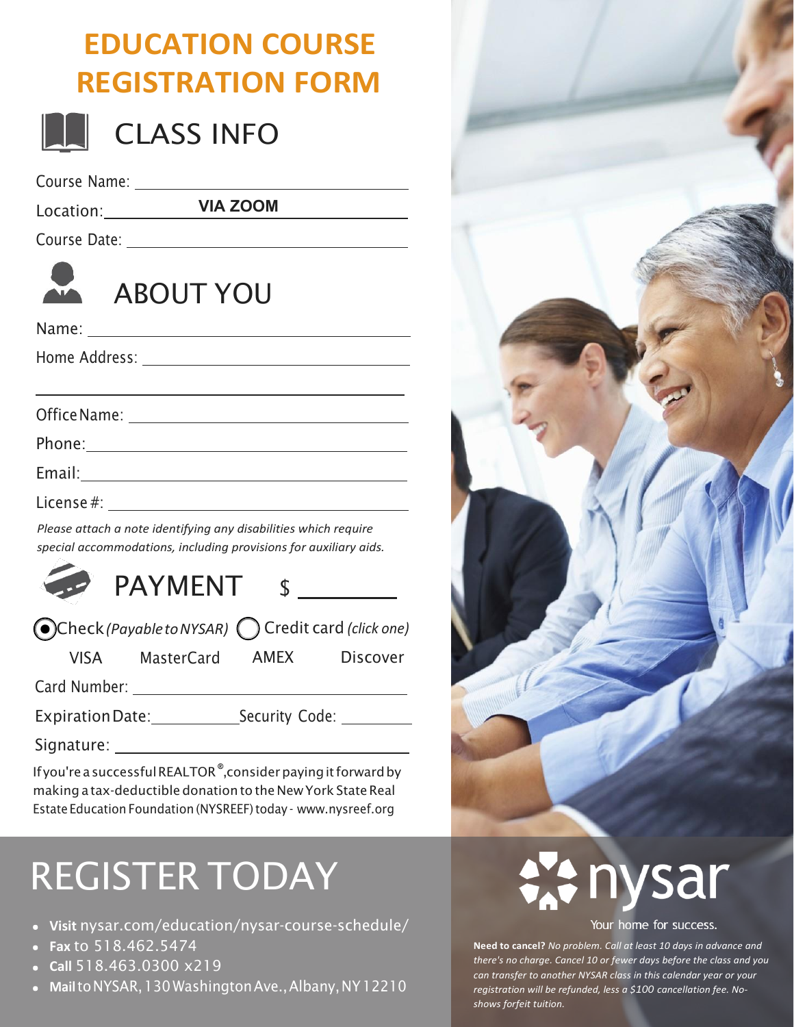# EDUCATION COURSE REGISTRATION FORM

## CLASS INFO

Course Name: ______________________________

Location: VIA ZOOM

Course Date: ______________________________

## ABOUT YOU

Name: ______________________________

Home Address: ______________________________

______________________________

Office Name: ______________________________

Phone: ______________________________

Email: ______________________________

License #: ______________________________

*Please attach a note identifying any disabilities which require special accommodations, including provisions for auxiliary aids.*

## PAYMENT $ ________

◉ Check *(Payable to NYSAR)* ◯ Credit card *(click one)*

VISA MasterCard AMEX Discover

Card Number: ______________________________

Expiration Date: __________ Security Code: __________

Signature: ______________________________

If you're a successful REALTOR®, consider paying it forward by making a tax-deductible donation to the New York State Real Estate Education Foundation (NYSREEF) today - www.nysreef.org

## REGISTER TODAY

- **Visit** nysar.com/education/nysar-course-schedule/
- **Fax** to 518.462.5474
- **Call** 518.463.0300 x219
- **Mail** to NYSAR, 130 Washington Ave., Albany, NY 12210

nysar

Your home for success.

**Need to cancel?** *No problem. Call at least 10 days in advance and there's no charge. Cancel 10 or fewer days before the class and you can transfer to another NYSAR class in this calendar year or your registration will be refunded, less a $100 cancellation fee. No-shows forfeit tuition.*